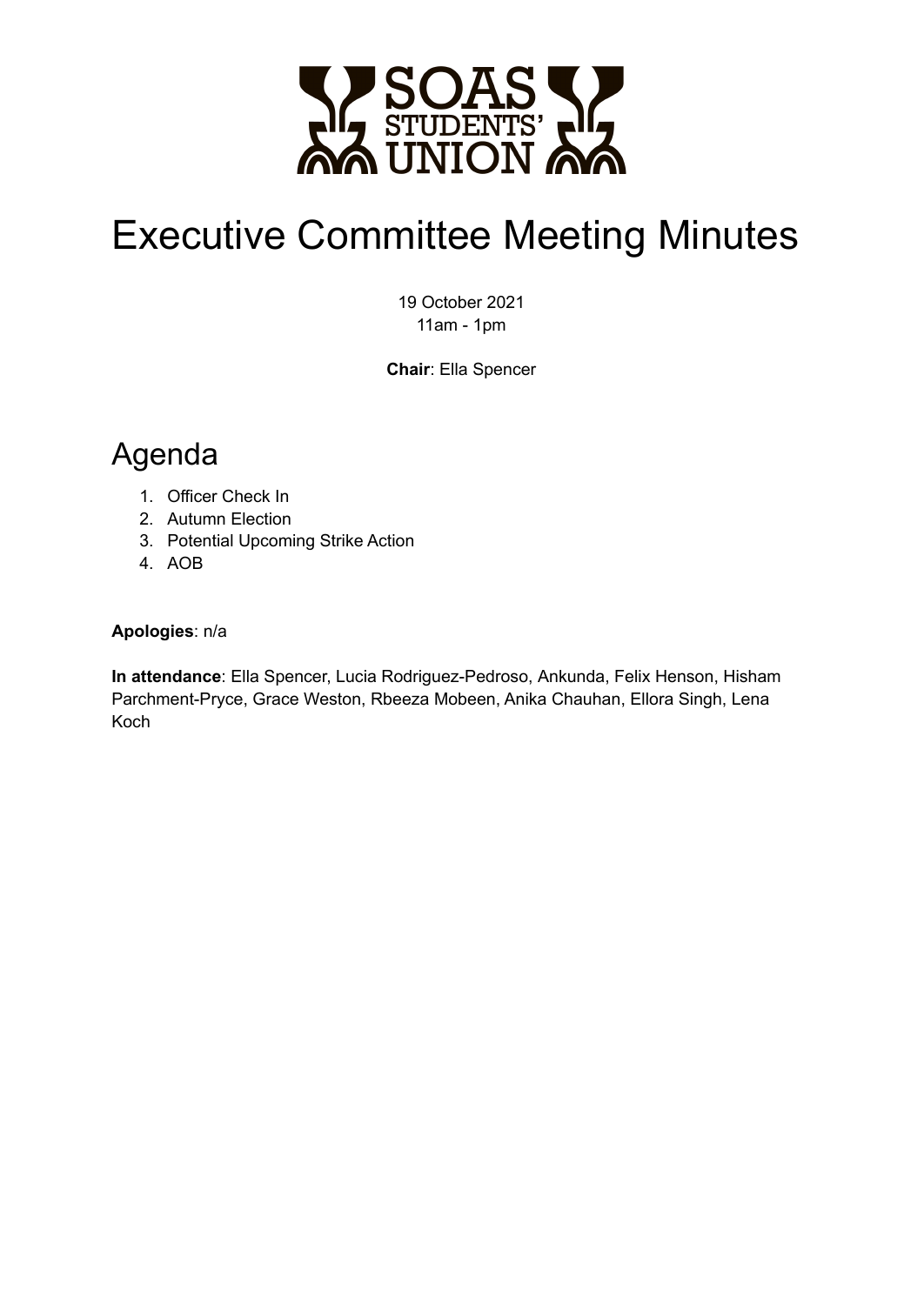# Executive Committee Meeting Minutes

19 October 2021
11am - 1pm

**Chair**: Ella Spencer

## Agenda

1. Officer Check In
2. Autumn Election
3. Potential Upcoming Strike Action
4. AOB

**Apologies**: n/a

**In attendance**: Ella Spencer, Lucia Rodriguez-Pedroso, Ankunda, Felix Henson, Hisham Parchment-Pryce, Grace Weston, Rbeeza Mobeen, Anika Chauhan, Ellora Singh, Lena Koch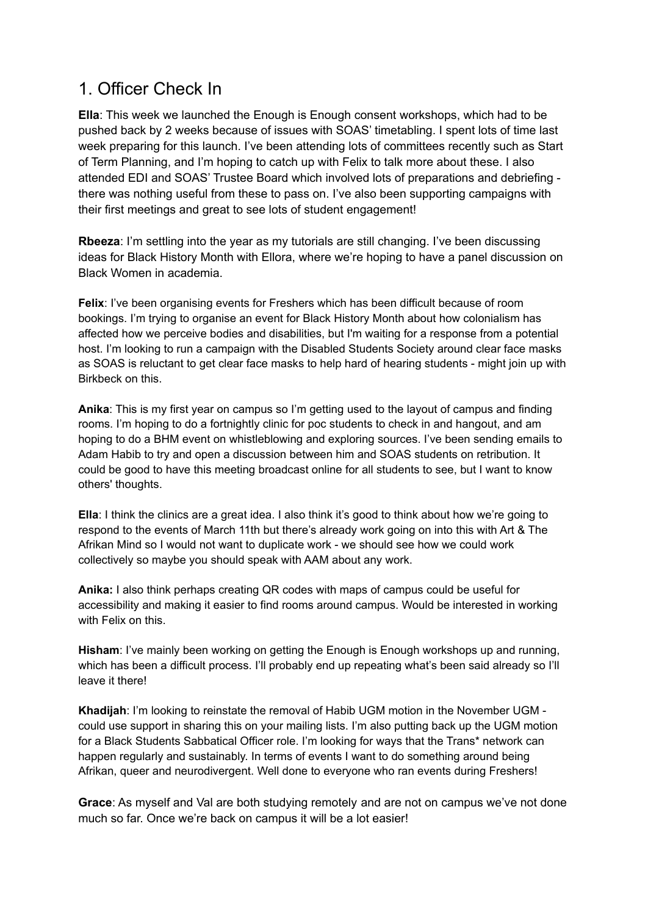## 1. Officer Check In

**Ella**: This week we launched the Enough is Enough consent workshops, which had to be pushed back by 2 weeks because of issues with SOAS' timetabling. I spent lots of time last week preparing for this launch. I've been attending lots of committees recently such as Start of Term Planning, and I'm hoping to catch up with Felix to talk more about these. I also attended EDI and SOAS' Trustee Board which involved lots of preparations and debriefing - there was nothing useful from these to pass on. I've also been supporting campaigns with their first meetings and great to see lots of student engagement!

**Rbeeza**: I'm settling into the year as my tutorials are still changing. I've been discussing ideas for Black History Month with Ellora, where we're hoping to have a panel discussion on Black Women in academia.

**Felix**: I've been organising events for Freshers which has been difficult because of room bookings. I'm trying to organise an event for Black History Month about how colonialism has affected how we perceive bodies and disabilities, but I'm waiting for a response from a potential host. I'm looking to run a campaign with the Disabled Students Society around clear face masks as SOAS is reluctant to get clear face masks to help hard of hearing students - might join up with Birkbeck on this.

**Anika**: This is my first year on campus so I'm getting used to the layout of campus and finding rooms. I'm hoping to do a fortnightly clinic for poc students to check in and hangout, and am hoping to do a BHM event on whistleblowing and exploring sources. I've been sending emails to Adam Habib to try and open a discussion between him and SOAS students on retribution. It could be good to have this meeting broadcast online for all students to see, but I want to know others' thoughts.

**Ella**: I think the clinics are a great idea. I also think it's good to think about how we're going to respond to the events of March 11th but there's already work going on into this with Art & The Afrikan Mind so I would not want to duplicate work - we should see how we could work collectively so maybe you should speak with AAM about any work.

**Anika:** I also think perhaps creating QR codes with maps of campus could be useful for accessibility and making it easier to find rooms around campus. Would be interested in working with Felix on this.

**Hisham**: I've mainly been working on getting the Enough is Enough workshops up and running, which has been a difficult process. I'll probably end up repeating what's been said already so I'll leave it there!

**Khadijah**: I'm looking to reinstate the removal of Habib UGM motion in the November UGM - could use support in sharing this on your mailing lists. I'm also putting back up the UGM motion for a Black Students Sabbatical Officer role. I'm looking for ways that the Trans* network can happen regularly and sustainably. In terms of events I want to do something around being Afrikan, queer and neurodivergent. Well done to everyone who ran events during Freshers!

**Grace**: As myself and Val are both studying remotely and are not on campus we've not done much so far. Once we're back on campus it will be a lot easier!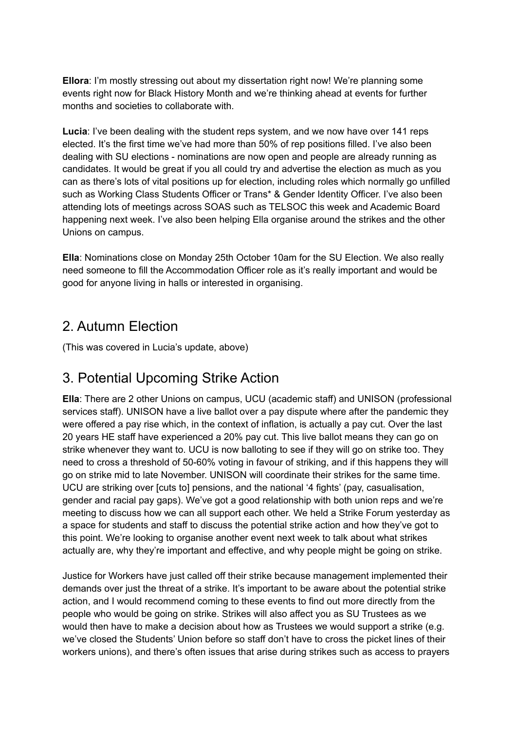**Ellora**: I'm mostly stressing out about my dissertation right now! We're planning some events right now for Black History Month and we're thinking ahead at events for further months and societies to collaborate with.

**Lucia**: I've been dealing with the student reps system, and we now have over 141 reps elected. It's the first time we've had more than 50% of rep positions filled. I've also been dealing with SU elections - nominations are now open and people are already running as candidates. It would be great if you all could try and advertise the election as much as you can as there's lots of vital positions up for election, including roles which normally go unfilled such as Working Class Students Officer or Trans* & Gender Identity Officer. I've also been attending lots of meetings across SOAS such as TELSOC this week and Academic Board happening next week. I've also been helping Ella organise around the strikes and the other Unions on campus.

**Ella**: Nominations close on Monday 25th October 10am for the SU Election. We also really need someone to fill the Accommodation Officer role as it's really important and would be good for anyone living in halls or interested in organising.

## 2. Autumn Election

(This was covered in Lucia's update, above)

## 3. Potential Upcoming Strike Action

**Ella**: There are 2 other Unions on campus, UCU (academic staff) and UNISON (professional services staff). UNISON have a live ballot over a pay dispute where after the pandemic they were offered a pay rise which, in the context of inflation, is actually a pay cut. Over the last 20 years HE staff have experienced a 20% pay cut. This live ballot means they can go on strike whenever they want to. UCU is now balloting to see if they will go on strike too. They need to cross a threshold of 50-60% voting in favour of striking, and if this happens they will go on strike mid to late November. UNISON will coordinate their strikes for the same time. UCU are striking over [cuts to] pensions, and the national '4 fights' (pay, casualisation, gender and racial pay gaps). We've got a good relationship with both union reps and we're meeting to discuss how we can all support each other. We held a Strike Forum yesterday as a space for students and staff to discuss the potential strike action and how they've got to this point. We're looking to organise another event next week to talk about what strikes actually are, why they're important and effective, and why people might be going on strike.

Justice for Workers have just called off their strike because management implemented their demands over just the threat of a strike. It's important to be aware about the potential strike action, and I would recommend coming to these events to find out more directly from the people who would be going on strike. Strikes will also affect you as SU Trustees as we would then have to make a decision about how as Trustees we would support a strike (e.g. we've closed the Students' Union before so staff don't have to cross the picket lines of their workers unions), and there's often issues that arise during strikes such as access to prayers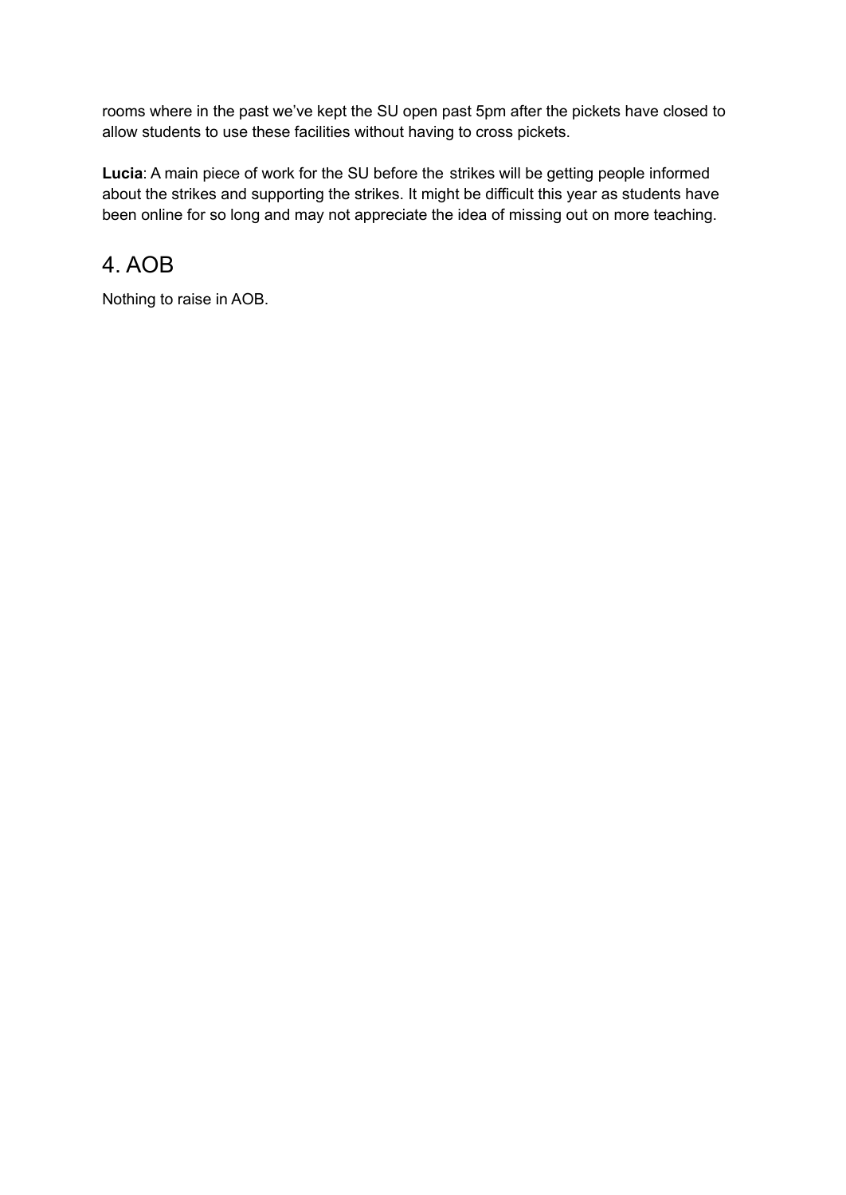rooms where in the past we've kept the SU open past 5pm after the pickets have closed to allow students to use these facilities without having to cross pickets.

**Lucia**: A main piece of work for the SU before the strikes will be getting people informed about the strikes and supporting the strikes. It might be difficult this year as students have been online for so long and may not appreciate the idea of missing out on more teaching.

## 4. AOB

Nothing to raise in AOB.